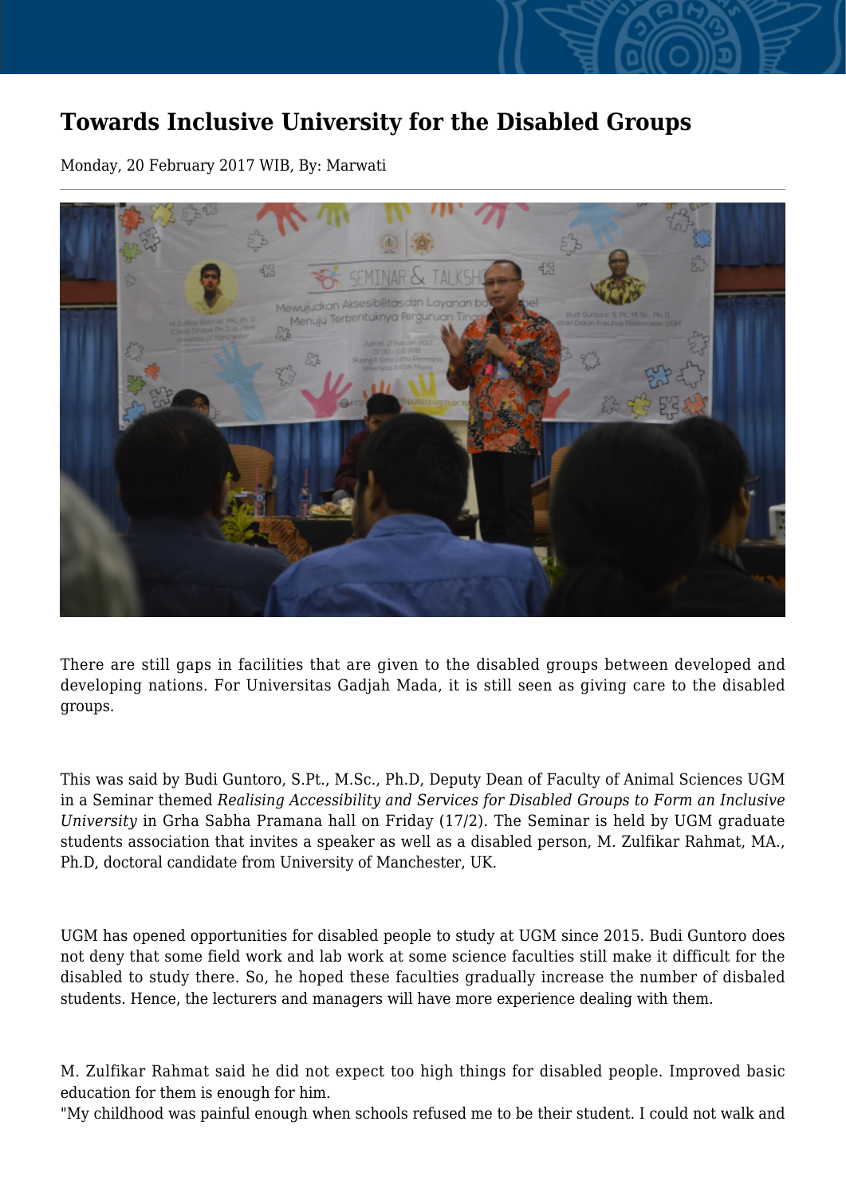# Towards Inclusive University for the Disabled Groups

Monday, 20 February 2017 WIB, By: Marwati

There are still gaps in facilities that are given to the disabled groups between developed and developing nations. For Universitas Gadjah Mada, it is still seen as giving care to the disabled groups.

This was said by Budi Guntoro, S.Pt., M.Sc., Ph.D, Deputy Dean of Faculty of Animal Sciences UGM in a Seminar themed *Realising Accessibility and Services for Disabled Groups to Form an Inclusive University* in Grha Sabha Pramana hall on Friday (17/2). The Seminar is held by UGM graduate students association that invites a speaker as well as a disabled person, M. Zulfikar Rahmat, MA., Ph.D, doctoral candidate from University of Manchester, UK.

UGM has opened opportunities for disabled people to study at UGM since 2015. Budi Guntoro does not deny that some field work and lab work at some science faculties still make it difficult for the disabled to study there. So, he hoped these faculties gradually increase the number of disbaled students. Hence, the lecturers and managers will have more experience dealing with them.

M. Zulfikar Rahmat said he did not expect too high things for disabled people. Improved basic education for them is enough for him.
"My childhood was painful enough when schools refused me to be their student. I could not walk and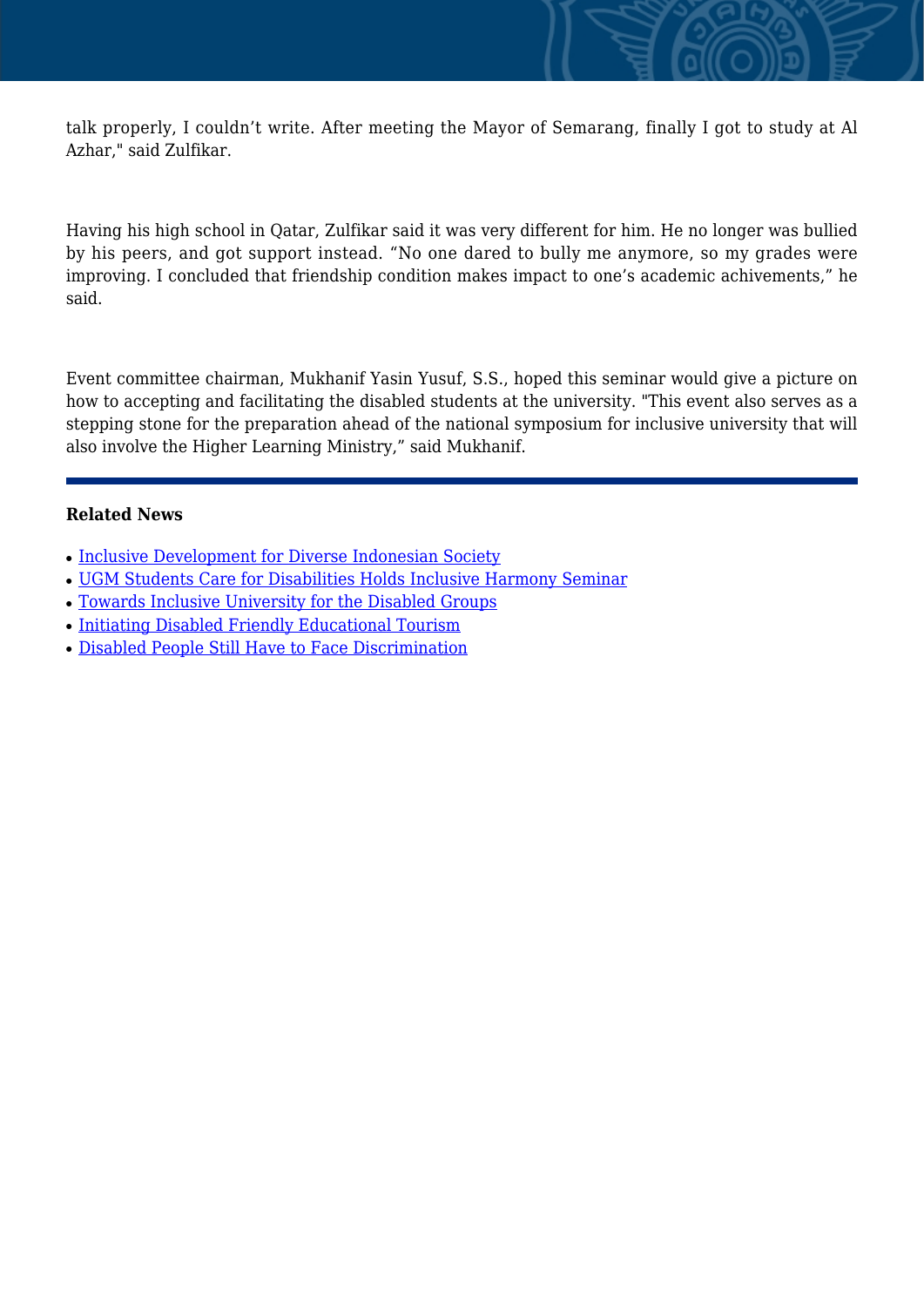talk properly, I couldn't write. After meeting the Mayor of Semarang, finally I got to study at Al Azhar," said Zulfikar.

Having his high school in Qatar, Zulfikar said it was very different for him. He no longer was bullied by his peers, and got support instead. "No one dared to bully me anymore, so my grades were improving. I concluded that friendship condition makes impact to one's academic achivements," he said.

Event committee chairman, Mukhanif Yasin Yusuf, S.S., hoped this seminar would give a picture on how to accepting and facilitating the disabled students at the university. "This event also serves as a stepping stone for the preparation ahead of the national symposium for inclusive university that will also involve the Higher Learning Ministry," said Mukhanif.

---

**Related News**

- Inclusive Development for Diverse Indonesian Society
- UGM Students Care for Disabilities Holds Inclusive Harmony Seminar
- Towards Inclusive University for the Disabled Groups
- Initiating Disabled Friendly Educational Tourism
- Disabled People Still Have to Face Discrimination